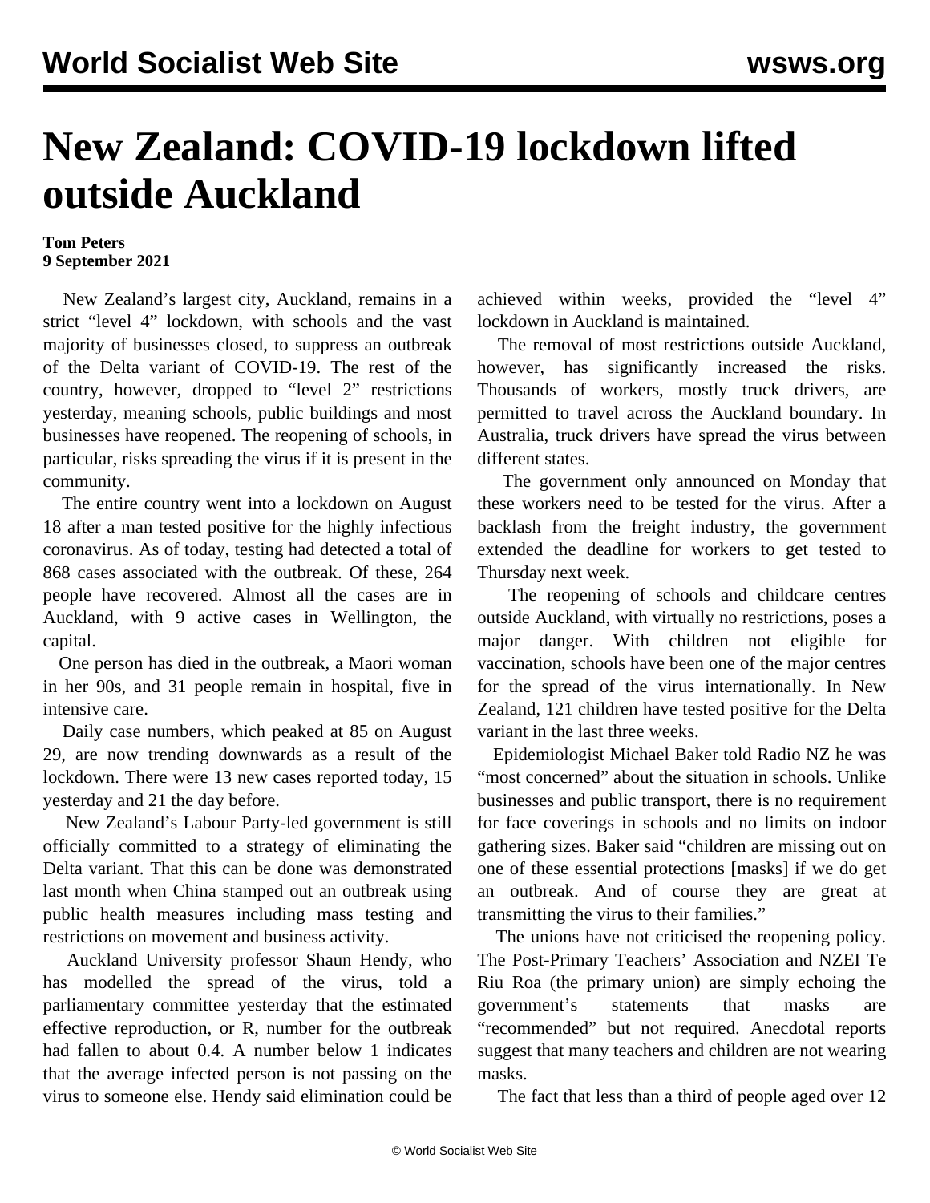# New Zealand: COVID-19 lockdown lifted outside Auckland

**Tom Peters**
**9 September 2021**

New Zealand's largest city, Auckland, remains in a strict "level 4" lockdown, with schools and the vast majority of businesses closed, to suppress an outbreak of the Delta variant of COVID-19. The rest of the country, however, dropped to "level 2" restrictions yesterday, meaning schools, public buildings and most businesses have reopened. The reopening of schools, in particular, risks spreading the virus if it is present in the community.

The entire country went into a lockdown on August 18 after a man tested positive for the highly infectious coronavirus. As of today, testing had detected a total of 868 cases associated with the outbreak. Of these, 264 people have recovered. Almost all the cases are in Auckland, with 9 active cases in Wellington, the capital.

One person has died in the outbreak, a Maori woman in her 90s, and 31 people remain in hospital, five in intensive care.

Daily case numbers, which peaked at 85 on August 29, are now trending downwards as a result of the lockdown. There were 13 new cases reported today, 15 yesterday and 21 the day before.

New Zealand's Labour Party-led government is still officially committed to a strategy of eliminating the Delta variant. That this can be done was demonstrated last month when China stamped out an outbreak using public health measures including mass testing and restrictions on movement and business activity.

Auckland University professor Shaun Hendy, who has modelled the spread of the virus, told a parliamentary committee yesterday that the estimated effective reproduction, or R, number for the outbreak had fallen to about 0.4. A number below 1 indicates that the average infected person is not passing on the virus to someone else. Hendy said elimination could be achieved within weeks, provided the "level 4" lockdown in Auckland is maintained.

The removal of most restrictions outside Auckland, however, has significantly increased the risks. Thousands of workers, mostly truck drivers, are permitted to travel across the Auckland boundary. In Australia, truck drivers have spread the virus between different states.

The government only announced on Monday that these workers need to be tested for the virus. After a backlash from the freight industry, the government extended the deadline for workers to get tested to Thursday next week.

The reopening of schools and childcare centres outside Auckland, with virtually no restrictions, poses a major danger. With children not eligible for vaccination, schools have been one of the major centres for the spread of the virus internationally. In New Zealand, 121 children have tested positive for the Delta variant in the last three weeks.

Epidemiologist Michael Baker told Radio NZ he was "most concerned" about the situation in schools. Unlike businesses and public transport, there is no requirement for face coverings in schools and no limits on indoor gathering sizes. Baker said "children are missing out on one of these essential protections [masks] if we do get an outbreak. And of course they are great at transmitting the virus to their families."

The unions have not criticised the reopening policy. The Post-Primary Teachers' Association and NZEI Te Riu Roa (the primary union) are simply echoing the government's statements that masks are "recommended" but not required. Anecdotal reports suggest that many teachers and children are not wearing masks.

The fact that less than a third of people aged over 12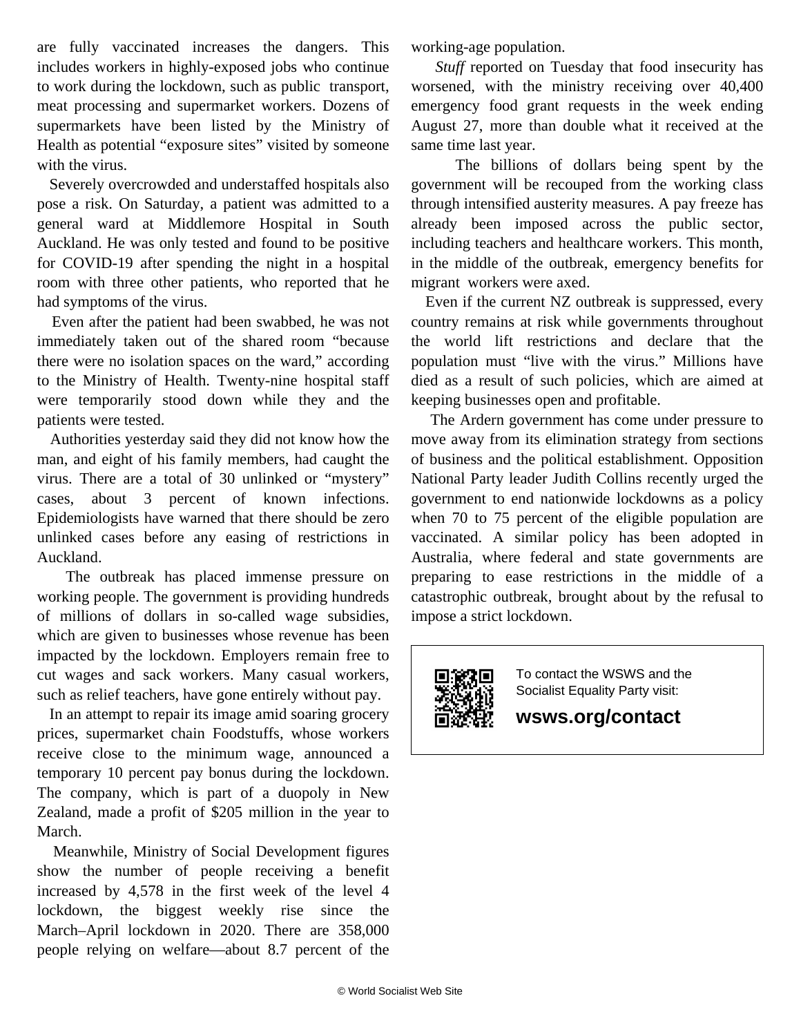are fully vaccinated increases the dangers. This includes workers in highly-exposed jobs who continue to work during the lockdown, such as public transport, meat processing and supermarket workers. Dozens of supermarkets have been listed by the Ministry of Health as potential “exposure sites” visited by someone with the virus.

Severely overcrowded and understaffed hospitals also pose a risk. On Saturday, a patient was admitted to a general ward at Middlemore Hospital in South Auckland. He was only tested and found to be positive for COVID-19 after spending the night in a hospital room with three other patients, who reported that he had symptoms of the virus.

Even after the patient had been swabbed, he was not immediately taken out of the shared room “because there were no isolation spaces on the ward,” according to the Ministry of Health. Twenty-nine hospital staff were temporarily stood down while they and the patients were tested.

Authorities yesterday said they did not know how the man, and eight of his family members, had caught the virus. There are a total of 30 unlinked or “mystery” cases, about 3 percent of known infections. Epidemiologists have warned that there should be zero unlinked cases before any easing of restrictions in Auckland.

The outbreak has placed immense pressure on working people. The government is providing hundreds of millions of dollars in so-called wage subsidies, which are given to businesses whose revenue has been impacted by the lockdown. Employers remain free to cut wages and sack workers. Many casual workers, such as relief teachers, have gone entirely without pay.

In an attempt to repair its image amid soaring grocery prices, supermarket chain Foodstuffs, whose workers receive close to the minimum wage, announced a temporary 10 percent pay bonus during the lockdown. The company, which is part of a duopoly in New Zealand, made a profit of $205 million in the year to March.

Meanwhile, Ministry of Social Development figures show the number of people receiving a benefit increased by 4,578 in the first week of the level 4 lockdown, the biggest weekly rise since the March–April lockdown in 2020. There are 358,000 people relying on welfare—about 8.7 percent of the working-age population.

*Stuff* reported on Tuesday that food insecurity has worsened, with the ministry receiving over 40,400 emergency food grant requests in the week ending August 27, more than double what it received at the same time last year.

The billions of dollars being spent by the government will be recouped from the working class through intensified austerity measures. A pay freeze has already been imposed across the public sector, including teachers and healthcare workers. This month, in the middle of the outbreak, emergency benefits for migrant workers were axed.

Even if the current NZ outbreak is suppressed, every country remains at risk while governments throughout the world lift restrictions and declare that the population must “live with the virus.” Millions have died as a result of such policies, which are aimed at keeping businesses open and profitable.

The Ardern government has come under pressure to move away from its elimination strategy from sections of business and the political establishment. Opposition National Party leader Judith Collins recently urged the government to end nationwide lockdowns as a policy when 70 to 75 percent of the eligible population are vaccinated. A similar policy has been adopted in Australia, where federal and state governments are preparing to ease restrictions in the middle of a catastrophic outbreak, brought about by the refusal to impose a strict lockdown.

To contact the WSWS and the Socialist Equality Party visit:

**wsws.org/contact**